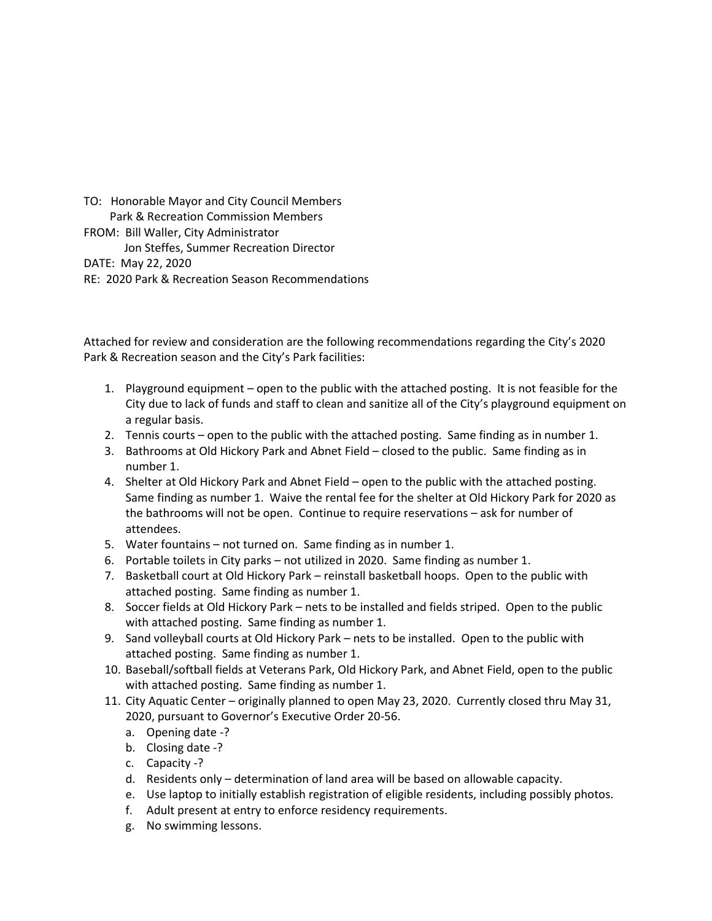TO: Honorable Mayor and City Council Members
Park & Recreation Commission Members
FROM: Bill Waller, City Administrator
Jon Steffes, Summer Recreation Director
DATE: May 22, 2020
RE: 2020 Park & Recreation Season Recommendations

Attached for review and consideration are the following recommendations regarding the City's 2020 Park & Recreation season and the City's Park facilities:

1. Playground equipment – open to the public with the attached posting. It is not feasible for the City due to lack of funds and staff to clean and sanitize all of the City's playground equipment on a regular basis.
2. Tennis courts – open to the public with the attached posting. Same finding as in number 1.
3. Bathrooms at Old Hickory Park and Abnet Field – closed to the public. Same finding as in number 1.
4. Shelter at Old Hickory Park and Abnet Field – open to the public with the attached posting. Same finding as number 1. Waive the rental fee for the shelter at Old Hickory Park for 2020 as the bathrooms will not be open. Continue to require reservations – ask for number of attendees.
5. Water fountains – not turned on. Same finding as in number 1.
6. Portable toilets in City parks – not utilized in 2020. Same finding as number 1.
7. Basketball court at Old Hickory Park – reinstall basketball hoops. Open to the public with attached posting. Same finding as number 1.
8. Soccer fields at Old Hickory Park – nets to be installed and fields striped. Open to the public with attached posting. Same finding as number 1.
9. Sand volleyball courts at Old Hickory Park – nets to be installed. Open to the public with attached posting. Same finding as number 1.
10. Baseball/softball fields at Veterans Park, Old Hickory Park, and Abnet Field, open to the public with attached posting. Same finding as number 1.
11. City Aquatic Center – originally planned to open May 23, 2020. Currently closed thru May 31, 2020, pursuant to Governor's Executive Order 20-56.
    a. Opening date -?
    b. Closing date -?
    c. Capacity -?
    d. Residents only – determination of land area will be based on allowable capacity.
    e. Use laptop to initially establish registration of eligible residents, including possibly photos.
    f. Adult present at entry to enforce residency requirements.
    g. No swimming lessons.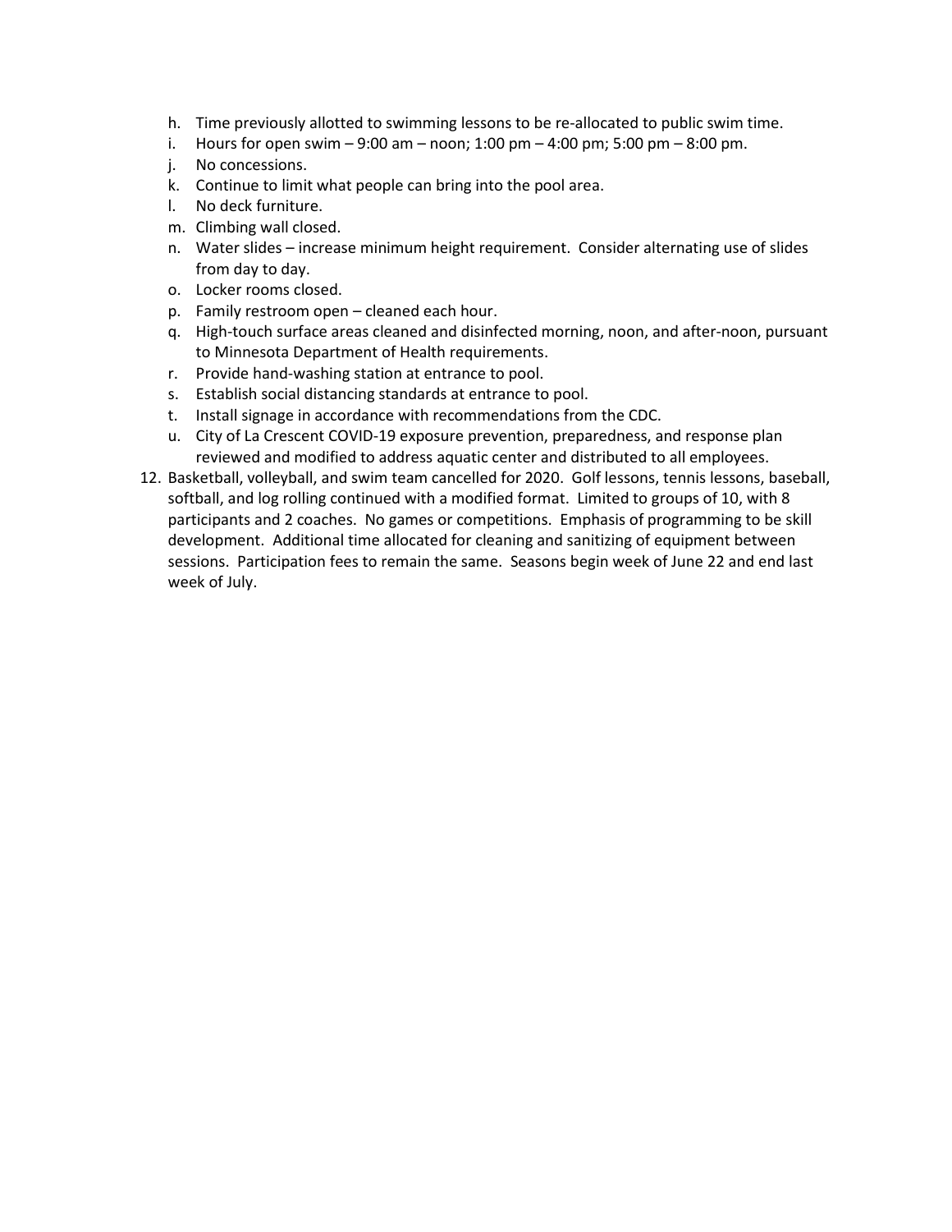h. Time previously allotted to swimming lessons to be re-allocated to public swim time.
i. Hours for open swim – 9:00 am – noon; 1:00 pm – 4:00 pm; 5:00 pm – 8:00 pm.
j. No concessions.
k. Continue to limit what people can bring into the pool area.
l. No deck furniture.
m. Climbing wall closed.
n. Water slides – increase minimum height requirement. Consider alternating use of slides from day to day.
o. Locker rooms closed.
p. Family restroom open – cleaned each hour.
q. High-touch surface areas cleaned and disinfected morning, noon, and after-noon, pursuant to Minnesota Department of Health requirements.
r. Provide hand-washing station at entrance to pool.
s. Establish social distancing standards at entrance to pool.
t. Install signage in accordance with recommendations from the CDC.
u. City of La Crescent COVID-19 exposure prevention, preparedness, and response plan reviewed and modified to address aquatic center and distributed to all employees.

12. Basketball, volleyball, and swim team cancelled for 2020. Golf lessons, tennis lessons, baseball, softball, and log rolling continued with a modified format. Limited to groups of 10, with 8 participants and 2 coaches. No games or competitions. Emphasis of programming to be skill development. Additional time allocated for cleaning and sanitizing of equipment between sessions. Participation fees to remain the same. Seasons begin week of June 22 and end last week of July.